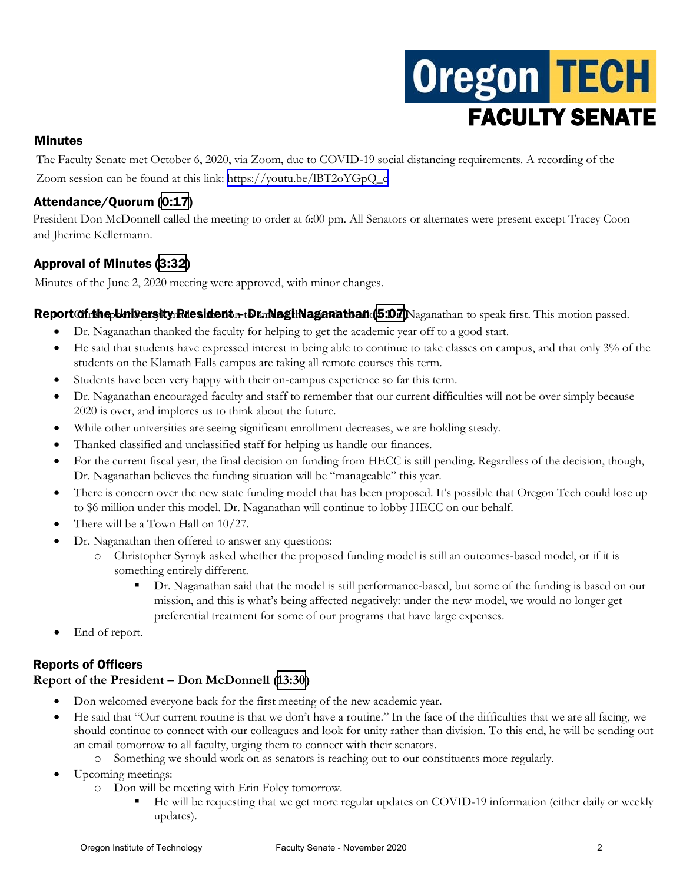# Oregon TECH FACULTY SENATE

## Minutes

The Faculty Senate met October 6, 2020, via Zoom, due to COVID-19 social distancing requirements. A recording of the Zoom session can be found at this link: https://youtu.be/lBT2oYGpQ_c

## Attendance/Quorum (0:17)

President Don McDonnell called the meeting to order at 6:00 pm. All Senators or alternates were present except Tracey Coon and Jherime Kellermann.

## Approval of Minutes (3:32)

Minutes of the June 2, 2020 meeting were approved, with minor changes.

## Report of the University President – Dr. Nagi Naganathan (5:07)

Christopher Syrnyk made the motion to amend the agenda to allow Dr. Naganathan to speak first. This motion passed.

- Dr. Naganathan thanked the faculty for helping to get the academic year off to a good start.
- He said that students have expressed interest in being able to continue to take classes on campus, and that only 3% of the students on the Klamath Falls campus are taking all remote courses this term.
- Students have been very happy with their on-campus experience so far this term.
- Dr. Naganathan encouraged faculty and staff to remember that our current difficulties will not be over simply because 2020 is over, and implores us to think about the future.
- While other universities are seeing significant enrollment decreases, we are holding steady.
- Thanked classified and unclassified staff for helping us handle our finances.
- For the current fiscal year, the final decision on funding from HECC is still pending. Regardless of the decision, though, Dr. Naganathan believes the funding situation will be "manageable" this year.
- There is concern over the new state funding model that has been proposed. It's possible that Oregon Tech could lose up to $6 million under this model. Dr. Naganathan will continue to lobby HECC on our behalf.
- There will be a Town Hall on 10/27.
- Dr. Naganathan then offered to answer any questions:
  - Christopher Syrnyk asked whether the proposed funding model is still an outcomes-based model, or if it is something entirely different.
    - Dr. Naganathan said that the model is still performance-based, but some of the funding is based on our mission, and this is what's being affected negatively: under the new model, we would no longer get preferential treatment for some of our programs that have large expenses.
- End of report.

## Reports of Officers

### Report of the President – Don McDonnell (13:30)

- Don welcomed everyone back for the first meeting of the new academic year.
- He said that "Our current routine is that we don't have a routine." In the face of the difficulties that we are all facing, we should continue to connect with our colleagues and look for unity rather than division. To this end, he will be sending out an email tomorrow to all faculty, urging them to connect with their senators.
  - Something we should work on as senators is reaching out to our constituents more regularly.
- Upcoming meetings:
  - Don will be meeting with Erin Foley tomorrow.
    - He will be requesting that we get more regular updates on COVID-19 information (either daily or weekly updates).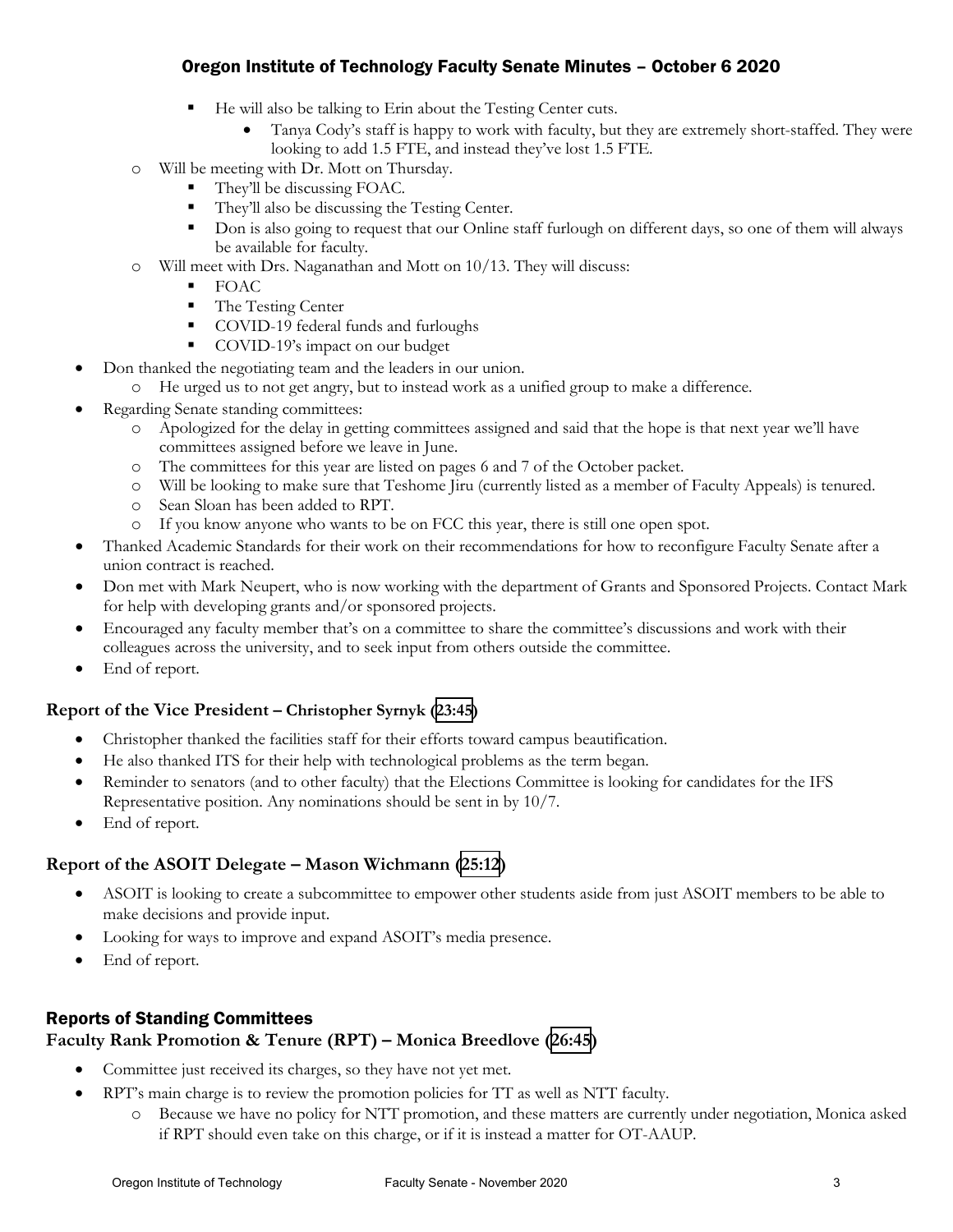- He will also be talking to Erin about the Testing Center cuts.
  - Tanya Cody's staff is happy to work with faculty, but they are extremely short-staffed. They were looking to add 1.5 FTE, and instead they've lost 1.5 FTE.
- Will be meeting with Dr. Mott on Thursday.
  - They'll be discussing FOAC.
  - They'll also be discussing the Testing Center.
  - Don is also going to request that our Online staff furlough on different days, so one of them will always be available for faculty.
- Will meet with Drs. Naganathan and Mott on 10/13. They will discuss:
  - FOAC
  - The Testing Center
  - COVID-19 federal funds and furloughs
  - COVID-19's impact on our budget

- Don thanked the negotiating team and the leaders in our union.
  - He urged us to not get angry, but to instead work as a unified group to make a difference.
- Regarding Senate standing committees:
  - Apologized for the delay in getting committees assigned and said that the hope is that next year we'll have committees assigned before we leave in June.
  - The committees for this year are listed on pages 6 and 7 of the October packet.
  - Will be looking to make sure that Teshome Jiru (currently listed as a member of Faculty Appeals) is tenured.
  - Sean Sloan has been added to RPT.
  - If you know anyone who wants to be on FCC this year, there is still one open spot.
- Thanked Academic Standards for their work on their recommendations for how to reconfigure Faculty Senate after a union contract is reached.
- Don met with Mark Neupert, who is now working with the department of Grants and Sponsored Projects. Contact Mark for help with developing grants and/or sponsored projects.
- Encouraged any faculty member that's on a committee to share the committee's discussions and work with their colleagues across the university, and to seek input from others outside the committee.
- End of report.

### Report of the Vice President – Christopher Syrnyk (23:45)

- Christopher thanked the facilities staff for their efforts toward campus beautification.
- He also thanked ITS for their help with technological problems as the term began.
- Reminder to senators (and to other faculty) that the Elections Committee is looking for candidates for the IFS Representative position. Any nominations should be sent in by 10/7.
- End of report.

### Report of the ASOIT Delegate – Mason Wichmann (25:12)

- ASOIT is looking to create a subcommittee to empower other students aside from just ASOIT members to be able to make decisions and provide input.
- Looking for ways to improve and expand ASOIT's media presence.
- End of report.

## Reports of Standing Committees

### Faculty Rank Promotion & Tenure (RPT) – Monica Breedlove (26:45)

- Committee just received its charges, so they have not yet met.
- RPT's main charge is to review the promotion policies for TT as well as NTT faculty.
  - Because we have no policy for NTT promotion, and these matters are currently under negotiation, Monica asked if RPT should even take on this charge, or if it is instead a matter for OT-AAUP.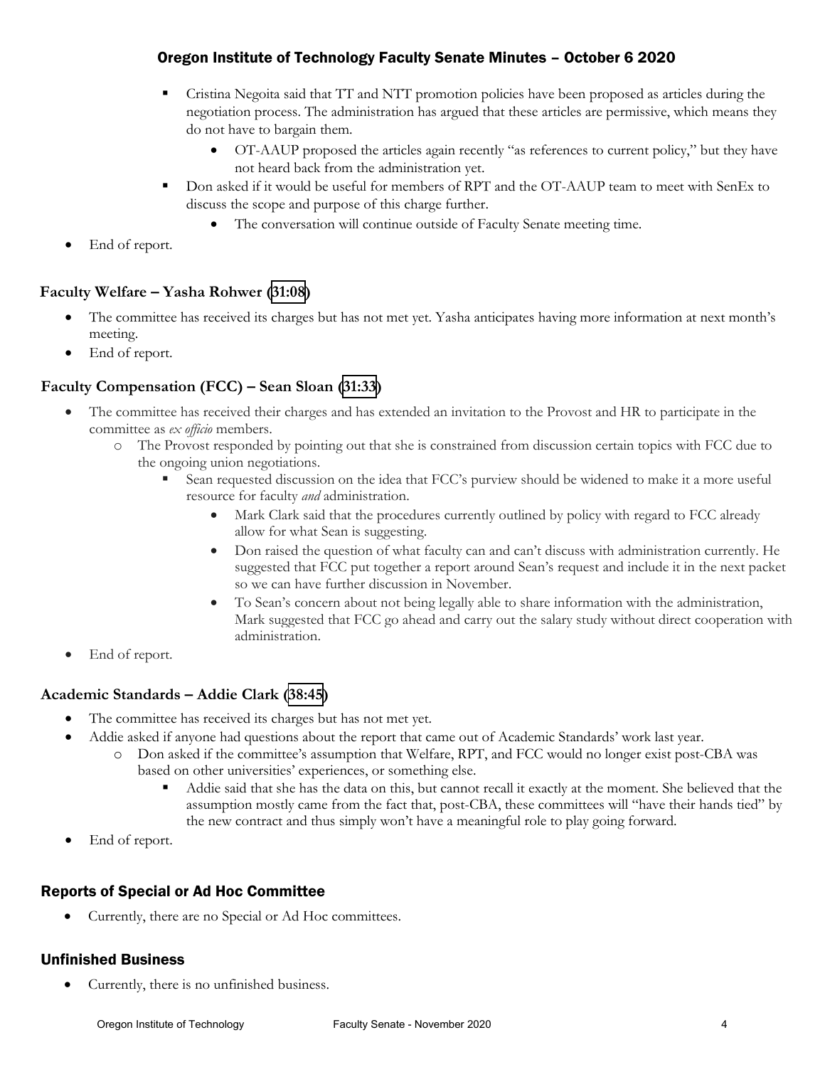- Cristina Negoita said that TT and NTT promotion policies have been proposed as articles during the negotiation process. The administration has argued that these articles are permissive, which means they do not have to bargain them.
  - OT-AAUP proposed the articles again recently "as references to current policy," but they have not heard back from the administration yet.
- Don asked if it would be useful for members of RPT and the OT-AAUP team to meet with SenEx to discuss the scope and purpose of this charge further.
  - The conversation will continue outside of Faculty Senate meeting time.

- End of report.

### Faculty Welfare – Yasha Rohwer (31:08)

- The committee has received its charges but has not met yet. Yasha anticipates having more information at next month's meeting.
- End of report.

### Faculty Compensation (FCC) – Sean Sloan (31:33)

- The committee has received their charges and has extended an invitation to the Provost and HR to participate in the committee as *ex officio* members.
  - The Provost responded by pointing out that she is constrained from discussion certain topics with FCC due to the ongoing union negotiations.
    - Sean requested discussion on the idea that FCC's purview should be widened to make it a more useful resource for faculty *and* administration.
      - Mark Clark said that the procedures currently outlined by policy with regard to FCC already allow for what Sean is suggesting.
      - Don raised the question of what faculty can and can't discuss with administration currently. He suggested that FCC put together a report around Sean's request and include it in the next packet so we can have further discussion in November.
      - To Sean's concern about not being legally able to share information with the administration, Mark suggested that FCC go ahead and carry out the salary study without direct cooperation with administration.
- End of report.

### Academic Standards – Addie Clark (38:45)

- The committee has received its charges but has not met yet.
- Addie asked if anyone had questions about the report that came out of Academic Standards' work last year.
  - Don asked if the committee's assumption that Welfare, RPT, and FCC would no longer exist post-CBA was based on other universities' experiences, or something else.
    - Addie said that she has the data on this, but cannot recall it exactly at the moment. She believed that the assumption mostly came from the fact that, post-CBA, these committees will "have their hands tied" by the new contract and thus simply won't have a meaningful role to play going forward.
- End of report.

## Reports of Special or Ad Hoc Committee

- Currently, there are no Special or Ad Hoc committees.

## Unfinished Business

- Currently, there is no unfinished business.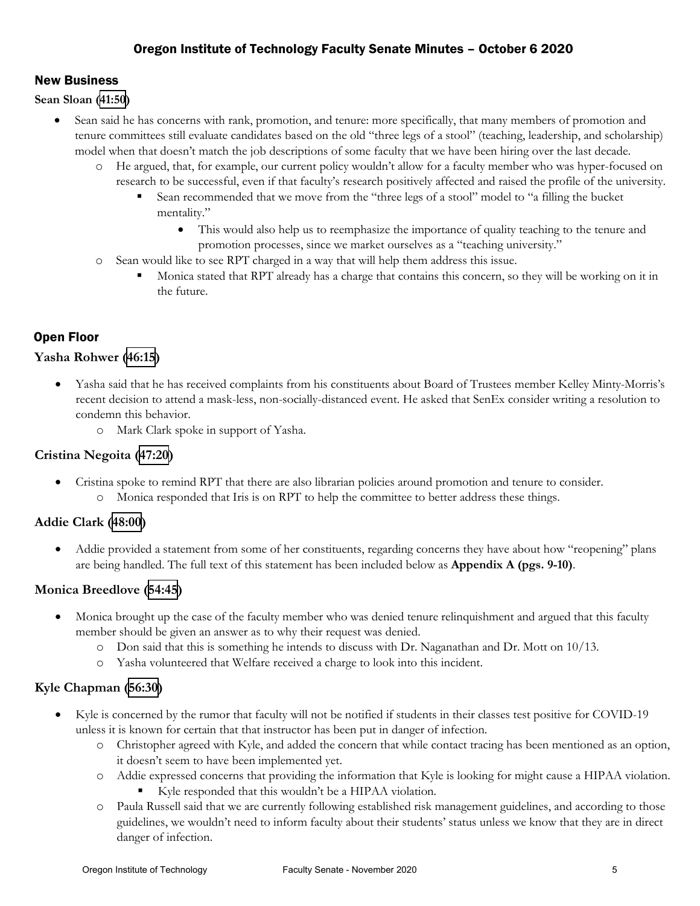# Oregon Institute of Technology Faculty Senate Minutes – October 6 2020

## New Business

**Sean Sloan (41:50)**

- Sean said he has concerns with rank, promotion, and tenure: more specifically, that many members of promotion and tenure committees still evaluate candidates based on the old "three legs of a stool" (teaching, leadership, and scholarship) model when that doesn't match the job descriptions of some faculty that we have been hiring over the last decade.
  - He argued, that, for example, our current policy wouldn't allow for a faculty member who was hyper-focused on research to be successful, even if that faculty's research positively affected and raised the profile of the university.
    - Sean recommended that we move from the "three legs of a stool" model to "a filling the bucket mentality."
      - This would also help us to reemphasize the importance of quality teaching to the tenure and promotion processes, since we market ourselves as a "teaching university."
  - Sean would like to see RPT charged in a way that will help them address this issue.
    - Monica stated that RPT already has a charge that contains this concern, so they will be working on it in the future.

## Open Floor

### Yasha Rohwer (46:15)

- Yasha said that he has received complaints from his constituents about Board of Trustees member Kelley Minty-Morris's recent decision to attend a mask-less, non-socially-distanced event. He asked that SenEx consider writing a resolution to condemn this behavior.
  - Mark Clark spoke in support of Yasha.

### Cristina Negoita (47:20)

- Cristina spoke to remind RPT that there are also librarian policies around promotion and tenure to consider.
  - Monica responded that Iris is on RPT to help the committee to better address these things.

### Addie Clark (48:00)

- Addie provided a statement from some of her constituents, regarding concerns they have about how "reopening" plans are being handled. The full text of this statement has been included below as **Appendix A (pgs. 9-10)**.

### Monica Breedlove (54:45)

- Monica brought up the case of the faculty member who was denied tenure relinquishment and argued that this faculty member should be given an answer as to why their request was denied.
  - Don said that this is something he intends to discuss with Dr. Naganathan and Dr. Mott on 10/13.
  - Yasha volunteered that Welfare received a charge to look into this incident.

### Kyle Chapman (56:30)

- Kyle is concerned by the rumor that faculty will not be notified if students in their classes test positive for COVID-19 unless it is known for certain that that instructor has been put in danger of infection.
  - Christopher agreed with Kyle, and added the concern that while contact tracing has been mentioned as an option, it doesn't seem to have been implemented yet.
  - Addie expressed concerns that providing the information that Kyle is looking for might cause a HIPAA violation.
    - Kyle responded that this wouldn't be a HIPAA violation.
  - Paula Russell said that we are currently following established risk management guidelines, and according to those guidelines, we wouldn't need to inform faculty about their students' status unless we know that they are in direct danger of infection.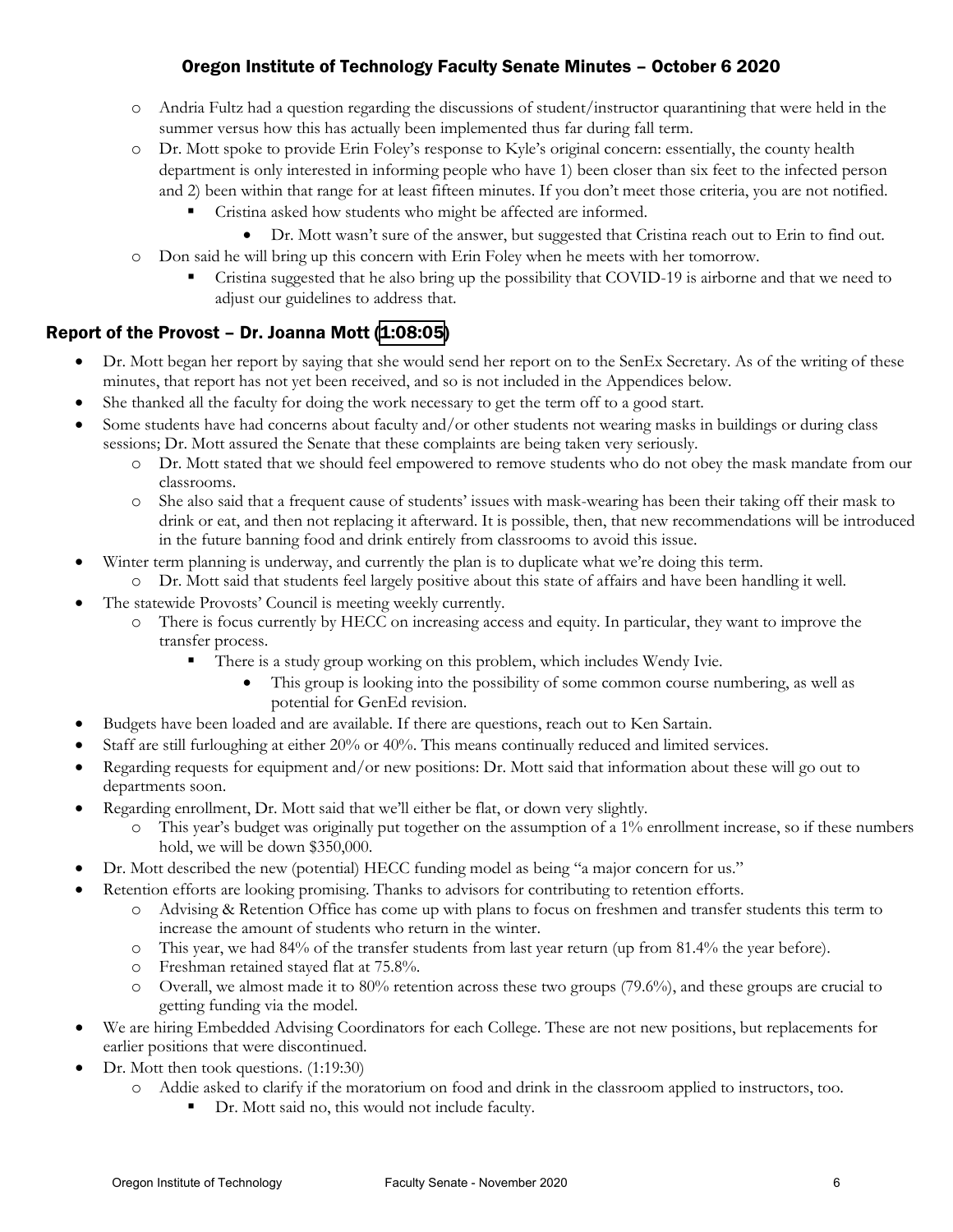- Andria Fultz had a question regarding the discussions of student/instructor quarantining that were held in the summer versus how this has actually been implemented thus far during fall term.
- Dr. Mott spoke to provide Erin Foley's response to Kyle's original concern: essentially, the county health department is only interested in informing people who have 1) been closer than six feet to the infected person and 2) been within that range for at least fifteen minutes. If you don't meet those criteria, you are not notified.
  - Cristina asked how students who might be affected are informed.
    - Dr. Mott wasn't sure of the answer, but suggested that Cristina reach out to Erin to find out.
- Don said he will bring up this concern with Erin Foley when he meets with her tomorrow.
  - Cristina suggested that he also bring up the possibility that COVID-19 is airborne and that we need to adjust our guidelines to address that.

## Report of the Provost – Dr. Joanna Mott (1:08:05)

- Dr. Mott began her report by saying that she would send her report on to the SenEx Secretary. As of the writing of these minutes, that report has not yet been received, and so is not included in the Appendices below.
- She thanked all the faculty for doing the work necessary to get the term off to a good start.
- Some students have had concerns about faculty and/or other students not wearing masks in buildings or during class sessions; Dr. Mott assured the Senate that these complaints are being taken very seriously.
  - Dr. Mott stated that we should feel empowered to remove students who do not obey the mask mandate from our classrooms.
  - She also said that a frequent cause of students' issues with mask-wearing has been their taking off their mask to drink or eat, and then not replacing it afterward. It is possible, then, that new recommendations will be introduced in the future banning food and drink entirely from classrooms to avoid this issue.
- Winter term planning is underway, and currently the plan is to duplicate what we're doing this term.
  - Dr. Mott said that students feel largely positive about this state of affairs and have been handling it well.
- The statewide Provosts' Council is meeting weekly currently.
  - There is focus currently by HECC on increasing access and equity. In particular, they want to improve the transfer process.
    - There is a study group working on this problem, which includes Wendy Ivie.
      - This group is looking into the possibility of some common course numbering, as well as potential for GenEd revision.
- Budgets have been loaded and are available. If there are questions, reach out to Ken Sartain.
- Staff are still furloughing at either 20% or 40%. This means continually reduced and limited services.
- Regarding requests for equipment and/or new positions: Dr. Mott said that information about these will go out to departments soon.
- Regarding enrollment, Dr. Mott said that we'll either be flat, or down very slightly.
  - This year's budget was originally put together on the assumption of a 1% enrollment increase, so if these numbers hold, we will be down $350,000.
- Dr. Mott described the new (potential) HECC funding model as being "a major concern for us."
- Retention efforts are looking promising. Thanks to advisors for contributing to retention efforts.
  - Advising & Retention Office has come up with plans to focus on freshmen and transfer students this term to increase the amount of students who return in the winter.
  - This year, we had 84% of the transfer students from last year return (up from 81.4% the year before).
  - Freshman retained stayed flat at 75.8%.
  - Overall, we almost made it to 80% retention across these two groups (79.6%), and these groups are crucial to getting funding via the model.
- We are hiring Embedded Advising Coordinators for each College. These are not new positions, but replacements for earlier positions that were discontinued.
- Dr. Mott then took questions. (1:19:30)
  - Addie asked to clarify if the moratorium on food and drink in the classroom applied to instructors, too.
    - Dr. Mott said no, this would not include faculty.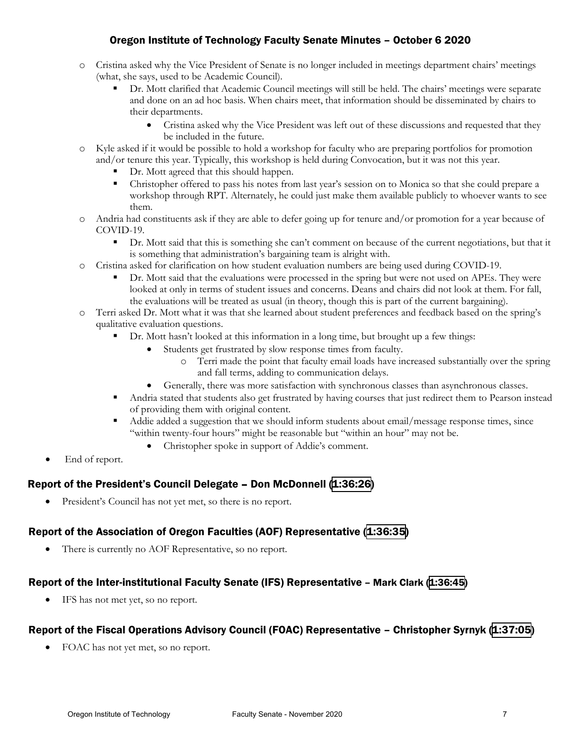- Cristina asked why the Vice President of Senate is no longer included in meetings department chairs' meetings (what, she says, used to be Academic Council).
  - Dr. Mott clarified that Academic Council meetings will still be held. The chairs' meetings were separate and done on an ad hoc basis. When chairs meet, that information should be disseminated by chairs to their departments.
    - Cristina asked why the Vice President was left out of these discussions and requested that they be included in the future.
- Kyle asked if it would be possible to hold a workshop for faculty who are preparing portfolios for promotion and/or tenure this year. Typically, this workshop is held during Convocation, but it was not this year.
  - Dr. Mott agreed that this should happen.
  - Christopher offered to pass his notes from last year's session on to Monica so that she could prepare a workshop through RPT. Alternately, he could just make them available publicly to whoever wants to see them.
- Andria had constituents ask if they are able to defer going up for tenure and/or promotion for a year because of COVID-19.
  - Dr. Mott said that this is something she can't comment on because of the current negotiations, but that it is something that administration's bargaining team is alright with.
- Cristina asked for clarification on how student evaluation numbers are being used during COVID-19.
  - Dr. Mott said that the evaluations were processed in the spring but were not used on APEs. They were looked at only in terms of student issues and concerns. Deans and chairs did not look at them. For fall, the evaluations will be treated as usual (in theory, though this is part of the current bargaining).
- Terri asked Dr. Mott what it was that she learned about student preferences and feedback based on the spring's qualitative evaluation questions.
  - Dr. Mott hasn't looked at this information in a long time, but brought up a few things:
    - Students get frustrated by slow response times from faculty.
      - Terri made the point that faculty email loads have increased substantially over the spring and fall terms, adding to communication delays.
    - Generally, there was more satisfaction with synchronous classes than asynchronous classes.
  - Andria stated that students also get frustrated by having courses that just redirect them to Pearson instead of providing them with original content.
  - Addie added a suggestion that we should inform students about email/message response times, since "within twenty-four hours" might be reasonable but "within an hour" may not be.
    - Christopher spoke in support of Addie's comment.
- End of report.

## Report of the President's Council Delegate – Don McDonnell (1:36:26)

- President's Council has not yet met, so there is no report.

## Report of the Association of Oregon Faculties (AOF) Representative (1:36:35)

- There is currently no AOF Representative, so no report.

## Report of the Inter-institutional Faculty Senate (IFS) Representative – Mark Clark (1:36:45)

- IFS has not met yet, so no report.

## Report of the Fiscal Operations Advisory Council (FOAC) Representative – Christopher Syrnyk (1:37:05)

- FOAC has not yet met, so no report.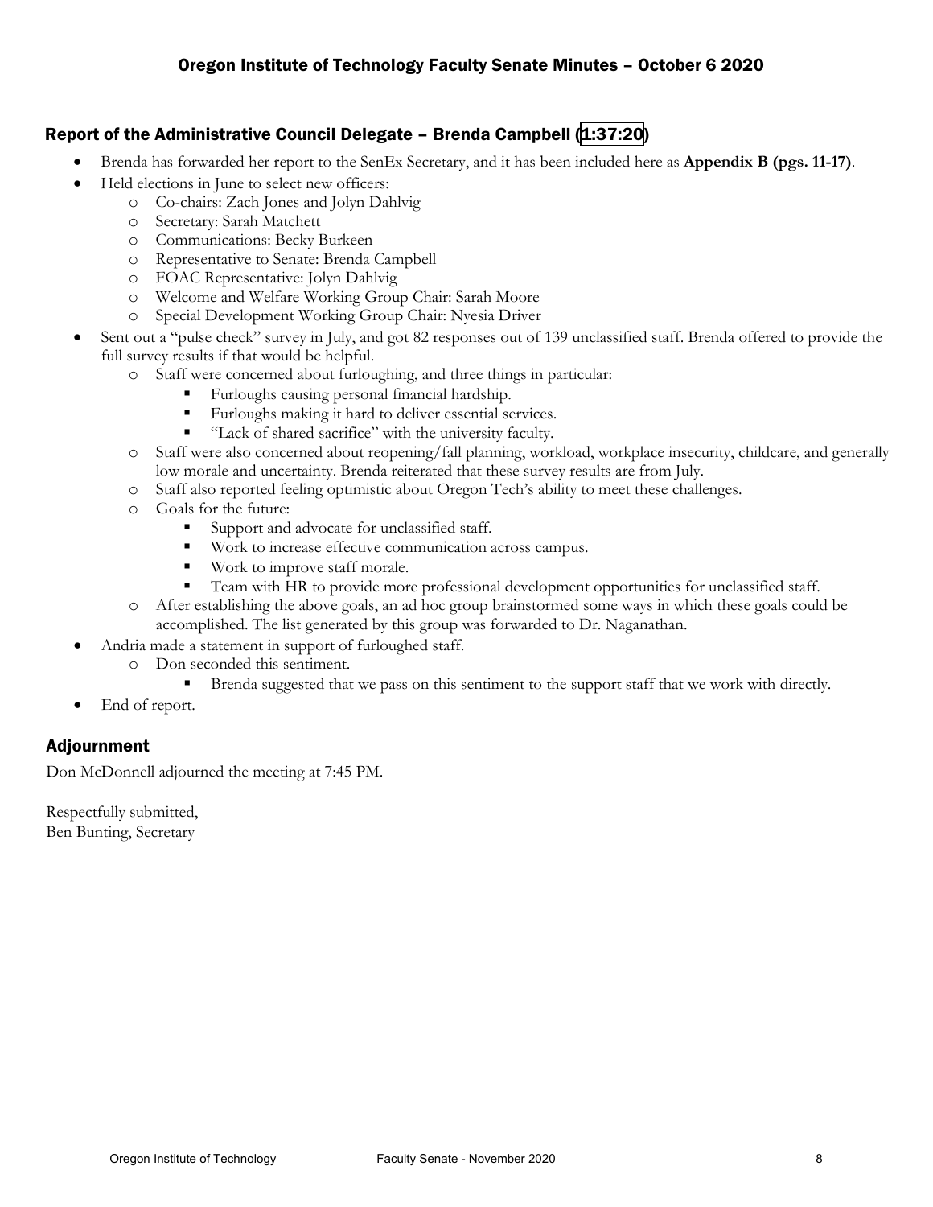## Report of the Administrative Council Delegate – Brenda Campbell (1:37:20)

- Brenda has forwarded her report to the SenEx Secretary, and it has been included here as **Appendix B (pgs. 11-17)**.
- Held elections in June to select new officers:
  - Co-chairs: Zach Jones and Jolyn Dahlvig
  - Secretary: Sarah Matchett
  - Communications: Becky Burkeen
  - Representative to Senate: Brenda Campbell
  - FOAC Representative: Jolyn Dahlvig
  - Welcome and Welfare Working Group Chair: Sarah Moore
  - Special Development Working Group Chair: Nyesia Driver
- Sent out a "pulse check" survey in July, and got 82 responses out of 139 unclassified staff. Brenda offered to provide the full survey results if that would be helpful.
  - Staff were concerned about furloughing, and three things in particular:
    - Furloughs causing personal financial hardship.
    - Furloughs making it hard to deliver essential services.
    - "Lack of shared sacrifice" with the university faculty.
  - Staff were also concerned about reopening/fall planning, workload, workplace insecurity, childcare, and generally low morale and uncertainty. Brenda reiterated that these survey results are from July.
  - Staff also reported feeling optimistic about Oregon Tech's ability to meet these challenges.
  - Goals for the future:
    - Support and advocate for unclassified staff.
    - Work to increase effective communication across campus.
    - Work to improve staff morale.
    - Team with HR to provide more professional development opportunities for unclassified staff.
  - After establishing the above goals, an ad hoc group brainstormed some ways in which these goals could be accomplished. The list generated by this group was forwarded to Dr. Naganathan.
- Andria made a statement in support of furloughed staff.
  - Don seconded this sentiment.
    - Brenda suggested that we pass on this sentiment to the support staff that we work with directly.
- End of report.

## Adjournment

Don McDonnell adjourned the meeting at 7:45 PM.

Respectfully submitted,
Ben Bunting, Secretary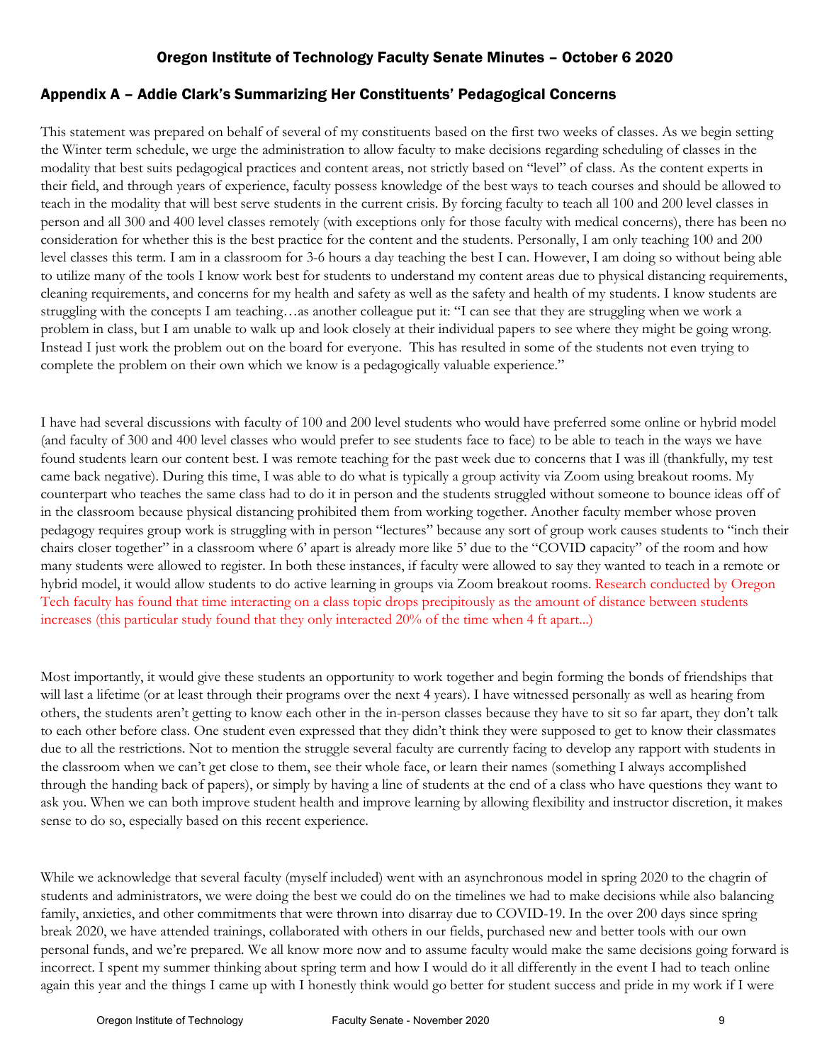## Oregon Institute of Technology Faculty Senate Minutes – October 6 2020

### Appendix A – Addie Clark's Summarizing Her Constituents' Pedagogical Concerns

This statement was prepared on behalf of several of my constituents based on the first two weeks of classes. As we begin setting the Winter term schedule, we urge the administration to allow faculty to make decisions regarding scheduling of classes in the modality that best suits pedagogical practices and content areas, not strictly based on "level" of class. As the content experts in their field, and through years of experience, faculty possess knowledge of the best ways to teach courses and should be allowed to teach in the modality that will best serve students in the current crisis. By forcing faculty to teach all 100 and 200 level classes in person and all 300 and 400 level classes remotely (with exceptions only for those faculty with medical concerns), there has been no consideration for whether this is the best practice for the content and the students. Personally, I am only teaching 100 and 200 level classes this term. I am in a classroom for 3-6 hours a day teaching the best I can. However, I am doing so without being able to utilize many of the tools I know work best for students to understand my content areas due to physical distancing requirements, cleaning requirements, and concerns for my health and safety as well as the safety and health of my students. I know students are struggling with the concepts I am teaching…as another colleague put it: "I can see that they are struggling when we work a problem in class, but I am unable to walk up and look closely at their individual papers to see where they might be going wrong. Instead I just work the problem out on the board for everyone. This has resulted in some of the students not even trying to complete the problem on their own which we know is a pedagogically valuable experience."

I have had several discussions with faculty of 100 and 200 level students who would have preferred some online or hybrid model (and faculty of 300 and 400 level classes who would prefer to see students face to face) to be able to teach in the ways we have found students learn our content best. I was remote teaching for the past week due to concerns that I was ill (thankfully, my test came back negative). During this time, I was able to do what is typically a group activity via Zoom using breakout rooms. My counterpart who teaches the same class had to do it in person and the students struggled without someone to bounce ideas off of in the classroom because physical distancing prohibited them from working together. Another faculty member whose proven pedagogy requires group work is struggling with in person "lectures" because any sort of group work causes students to "inch their chairs closer together" in a classroom where 6' apart is already more like 5' due to the "COVID capacity" of the room and how many students were allowed to register. In both these instances, if faculty were allowed to say they wanted to teach in a remote or hybrid model, it would allow students to do active learning in groups via Zoom breakout rooms. Research conducted by Oregon Tech faculty has found that time interacting on a class topic drops precipitously as the amount of distance between students increases (this particular study found that they only interacted 20% of the time when 4 ft apart...)

Most importantly, it would give these students an opportunity to work together and begin forming the bonds of friendships that will last a lifetime (or at least through their programs over the next 4 years). I have witnessed personally as well as hearing from others, the students aren't getting to know each other in the in-person classes because they have to sit so far apart, they don't talk to each other before class. One student even expressed that they didn't think they were supposed to get to know their classmates due to all the restrictions. Not to mention the struggle several faculty are currently facing to develop any rapport with students in the classroom when we can't get close to them, see their whole face, or learn their names (something I always accomplished through the handing back of papers), or simply by having a line of students at the end of a class who have questions they want to ask you. When we can both improve student health and improve learning by allowing flexibility and instructor discretion, it makes sense to do so, especially based on this recent experience.

While we acknowledge that several faculty (myself included) went with an asynchronous model in spring 2020 to the chagrin of students and administrators, we were doing the best we could do on the timelines we had to make decisions while also balancing family, anxieties, and other commitments that were thrown into disarray due to COVID-19. In the over 200 days since spring break 2020, we have attended trainings, collaborated with others in our fields, purchased new and better tools with our own personal funds, and we're prepared. We all know more now and to assume faculty would make the same decisions going forward is incorrect. I spent my summer thinking about spring term and how I would do it all differently in the event I had to teach online again this year and the things I came up with I honestly think would go better for student success and pride in my work if I were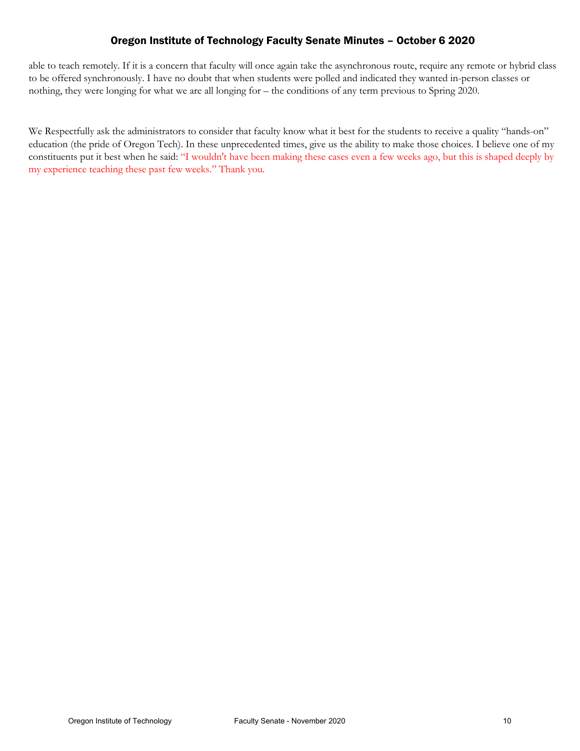able to teach remotely. If it is a concern that faculty will once again take the asynchronous route, require any remote or hybrid class to be offered synchronously. I have no doubt that when students were polled and indicated they wanted in-person classes or nothing, they were longing for what we are all longing for – the conditions of any term previous to Spring 2020.

We Respectfully ask the administrators to consider that faculty know what it best for the students to receive a quality "hands-on" education (the pride of Oregon Tech). In these unprecedented times, give us the ability to make those choices. I believe one of my constituents put it best when he said: "I wouldn't have been making these cases even a few weeks ago, but this is shaped deeply by my experience teaching these past few weeks." Thank you.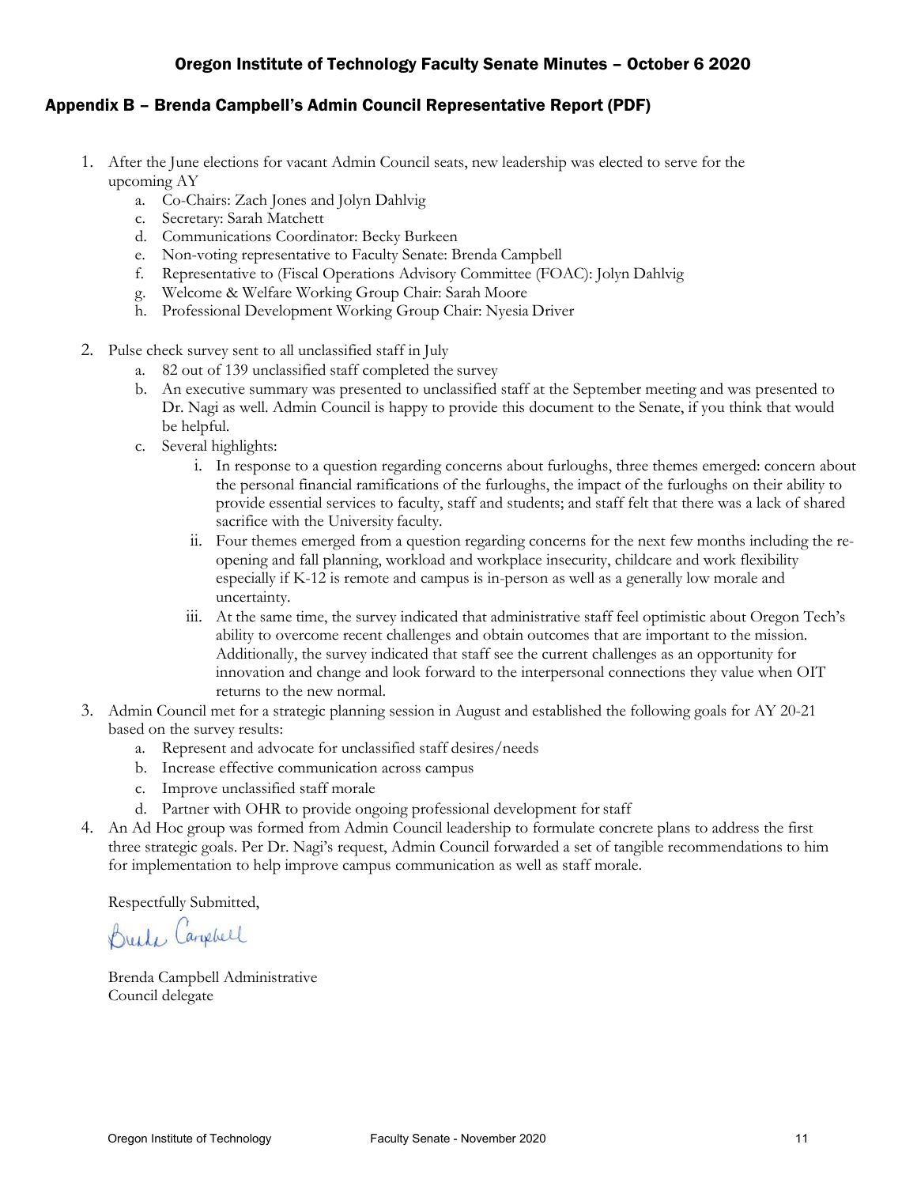## Oregon Institute of Technology Faculty Senate Minutes – October 6 2020

### Appendix B – Brenda Campbell's Admin Council Representative Report (PDF)

1. After the June elections for vacant Admin Council seats, new leadership was elected to serve for the upcoming AY
   a. Co-Chairs: Zach Jones and Jolyn Dahlvig
   c. Secretary: Sarah Matchett
   d. Communications Coordinator: Becky Burkeen
   e. Non-voting representative to Faculty Senate: Brenda Campbell
   f. Representative to (Fiscal Operations Advisory Committee (FOAC): Jolyn Dahlvig
   g. Welcome & Welfare Working Group Chair: Sarah Moore
   h. Professional Development Working Group Chair: Nyesia Driver

2. Pulse check survey sent to all unclassified staff in July
   a. 82 out of 139 unclassified staff completed the survey
   b. An executive summary was presented to unclassified staff at the September meeting and was presented to Dr. Nagi as well. Admin Council is happy to provide this document to the Senate, if you think that would be helpful.
   c. Several highlights:
      i. In response to a question regarding concerns about furloughs, three themes emerged: concern about the personal financial ramifications of the furloughs, the impact of the furloughs on their ability to provide essential services to faculty, staff and students; and staff felt that there was a lack of shared sacrifice with the University faculty.
      ii. Four themes emerged from a question regarding concerns for the next few months including the re-opening and fall planning, workload and workplace insecurity, childcare and work flexibility especially if K-12 is remote and campus is in-person as well as a generally low morale and uncertainty.
      iii. At the same time, the survey indicated that administrative staff feel optimistic about Oregon Tech's ability to overcome recent challenges and obtain outcomes that are important to the mission. Additionally, the survey indicated that staff see the current challenges as an opportunity for innovation and change and look forward to the interpersonal connections they value when OIT returns to the new normal.

3. Admin Council met for a strategic planning session in August and established the following goals for AY 20-21 based on the survey results:
   a. Represent and advocate for unclassified staff desires/needs
   b. Increase effective communication across campus
   c. Improve unclassified staff morale
   d. Partner with OHR to provide ongoing professional development for staff

4. An Ad Hoc group was formed from Admin Council leadership to formulate concrete plans to address the first three strategic goals. Per Dr. Nagi's request, Admin Council forwarded a set of tangible recommendations to him for implementation to help improve campus communication as well as staff morale.

Respectfully Submitted,

Brenda Campbell

Brenda Campbell Administrative Council delegate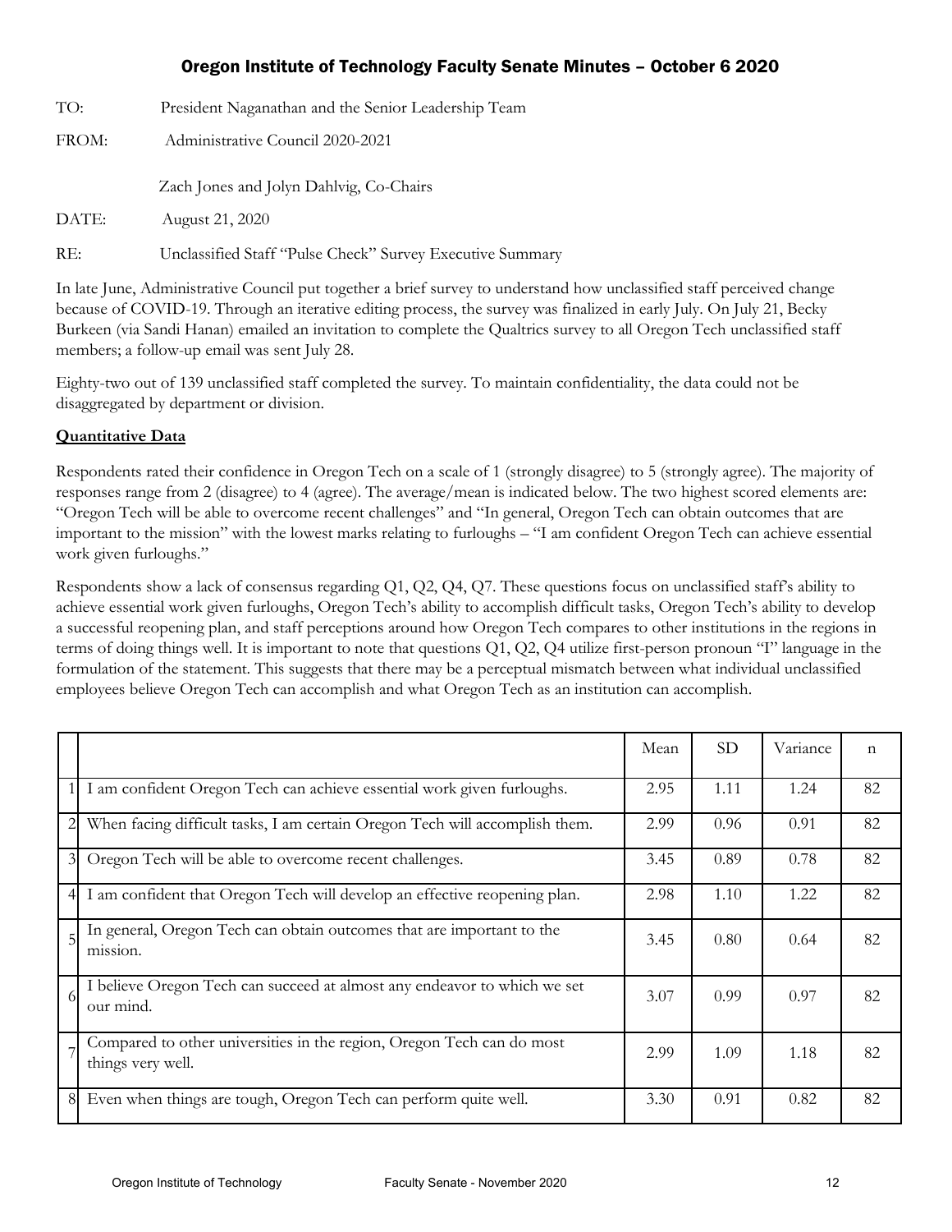## Oregon Institute of Technology Faculty Senate Minutes – October 6 2020

TO: President Naganathan and the Senior Leadership Team

FROM: Administrative Council 2020-2021

Zach Jones and Jolyn Dahlvig, Co-Chairs

DATE: August 21, 2020

RE: Unclassified Staff "Pulse Check" Survey Executive Summary

In late June, Administrative Council put together a brief survey to understand how unclassified staff perceived change because of COVID-19. Through an iterative editing process, the survey was finalized in early July. On July 21, Becky Burkeen (via Sandi Hanan) emailed an invitation to complete the Qualtrics survey to all Oregon Tech unclassified staff members; a follow-up email was sent July 28.

Eighty-two out of 139 unclassified staff completed the survey. To maintain confidentiality, the data could not be disaggregated by department or division.

**Quantitative Data**

Respondents rated their confidence in Oregon Tech on a scale of 1 (strongly disagree) to 5 (strongly agree). The majority of responses range from 2 (disagree) to 4 (agree). The average/mean is indicated below. The two highest scored elements are: "Oregon Tech will be able to overcome recent challenges" and "In general, Oregon Tech can obtain outcomes that are important to the mission" with the lowest marks relating to furloughs – "I am confident Oregon Tech can achieve essential work given furloughs."

Respondents show a lack of consensus regarding Q1, Q2, Q4, Q7. These questions focus on unclassified staff's ability to achieve essential work given furloughs, Oregon Tech's ability to accomplish difficult tasks, Oregon Tech's ability to develop a successful reopening plan, and staff perceptions around how Oregon Tech compares to other institutions in the regions in terms of doing things well. It is important to note that questions Q1, Q2, Q4 utilize first-person pronoun "I" language in the formulation of the statement. This suggests that there may be a perceptual mismatch between what individual unclassified employees believe Oregon Tech can accomplish and what Oregon Tech as an institution can accomplish.

| | | Mean | SD | Variance | n |
|---|---|---|---|---|---|
| 1 | I am confident Oregon Tech can achieve essential work given furloughs. | 2.95 | 1.11 | 1.24 | 82 |
| 2 | When facing difficult tasks, I am certain Oregon Tech will accomplish them. | 2.99 | 0.96 | 0.91 | 82 |
| 3 | Oregon Tech will be able to overcome recent challenges. | 3.45 | 0.89 | 0.78 | 82 |
| 4 | I am confident that Oregon Tech will develop an effective reopening plan. | 2.98 | 1.10 | 1.22 | 82 |
| 5 | In general, Oregon Tech can obtain outcomes that are important to the mission. | 3.45 | 0.80 | 0.64 | 82 |
| 6 | I believe Oregon Tech can succeed at almost any endeavor to which we set our mind. | 3.07 | 0.99 | 0.97 | 82 |
| 7 | Compared to other universities in the region, Oregon Tech can do most things very well. | 2.99 | 1.09 | 1.18 | 82 |
| 8 | Even when things are tough, Oregon Tech can perform quite well. | 3.30 | 0.91 | 0.82 | 82 |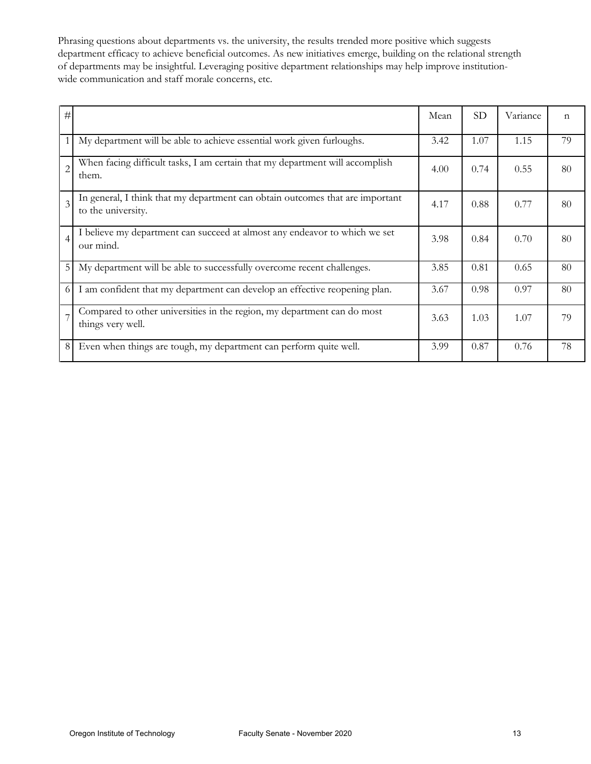Phrasing questions about departments vs. the university, the results trended more positive which suggests department efficacy to achieve beneficial outcomes. As new initiatives emerge, building on the relational strength of departments may be insightful. Leveraging positive department relationships may help improve institution-wide communication and staff morale concerns, etc.

| # | | Mean | SD | Variance | n |
|---|---|---|---|---|---|
| 1 | My department will be able to achieve essential work given furloughs. | 3.42 | 1.07 | 1.15 | 79 |
| 2 | When facing difficult tasks, I am certain that my department will accomplish them. | 4.00 | 0.74 | 0.55 | 80 |
| 3 | In general, I think that my department can obtain outcomes that are important to the university. | 4.17 | 0.88 | 0.77 | 80 |
| 4 | I believe my department can succeed at almost any endeavor to which we set our mind. | 3.98 | 0.84 | 0.70 | 80 |
| 5 | My department will be able to successfully overcome recent challenges. | 3.85 | 0.81 | 0.65 | 80 |
| 6 | I am confident that my department can develop an effective reopening plan. | 3.67 | 0.98 | 0.97 | 80 |
| 7 | Compared to other universities in the region, my department can do most things very well. | 3.63 | 1.03 | 1.07 | 79 |
| 8 | Even when things are tough, my department can perform quite well. | 3.99 | 0.87 | 0.76 | 78 |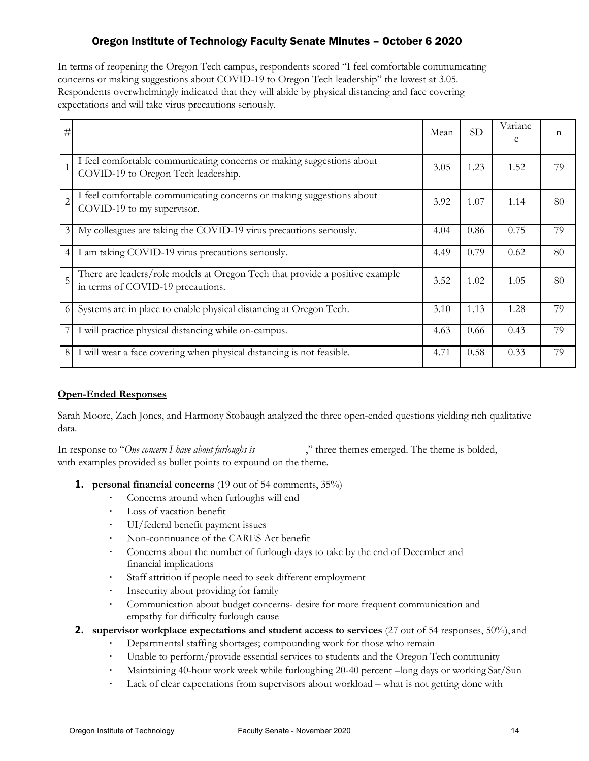In terms of reopening the Oregon Tech campus, respondents scored "I feel comfortable communicating concerns or making suggestions about COVID-19 to Oregon Tech leadership" the lowest at 3.05. Respondents overwhelmingly indicated that they will abide by physical distancing and face covering expectations and will take virus precautions seriously.

| # | | Mean | SD | Variance | n |
|---|---|---|---|---|---|
| 1 | I feel comfortable communicating concerns or making suggestions about COVID-19 to Oregon Tech leadership. | 3.05 | 1.23 | 1.52 | 79 |
| 2 | I feel comfortable communicating concerns or making suggestions about COVID-19 to my supervisor. | 3.92 | 1.07 | 1.14 | 80 |
| 3 | My colleagues are taking the COVID-19 virus precautions seriously. | 4.04 | 0.86 | 0.75 | 79 |
| 4 | I am taking COVID-19 virus precautions seriously. | 4.49 | 0.79 | 0.62 | 80 |
| 5 | There are leaders/role models at Oregon Tech that provide a positive example in terms of COVID-19 precautions. | 3.52 | 1.02 | 1.05 | 80 |
| 6 | Systems are in place to enable physical distancing at Oregon Tech. | 3.10 | 1.13 | 1.28 | 79 |
| 7 | I will practice physical distancing while on-campus. | 4.63 | 0.66 | 0.43 | 79 |
| 8 | I will wear a face covering when physical distancing is not feasible. | 4.71 | 0.58 | 0.33 | 79 |

**Open-Ended Responses**

Sarah Moore, Zach Jones, and Harmony Stobaugh analyzed the three open-ended questions yielding rich qualitative data.

In response to "*One concern I have about furloughs is*\_\_\_\_\_\_\_\_\_\_," three themes emerged. The theme is bolded, with examples provided as bullet points to expound on the theme.

1. **personal financial concerns** (19 out of 54 comments, 35%)
   - Concerns around when furloughs will end
   - Loss of vacation benefit
   - UI/federal benefit payment issues
   - Non-continuance of the CARES Act benefit
   - Concerns about the number of furlough days to take by the end of December and financial implications
   - Staff attrition if people need to seek different employment
   - Insecurity about providing for family
   - Communication about budget concerns- desire for more frequent communication and empathy for difficulty furlough cause
2. **supervisor workplace expectations and student access to services** (27 out of 54 responses, 50%), and
   - Departmental staffing shortages; compounding work for those who remain
   - Unable to perform/provide essential services to students and the Oregon Tech community
   - Maintaining 40-hour work week while furloughing 20-40 percent –long days or working Sat/Sun
   - Lack of clear expectations from supervisors about workload – what is not getting done with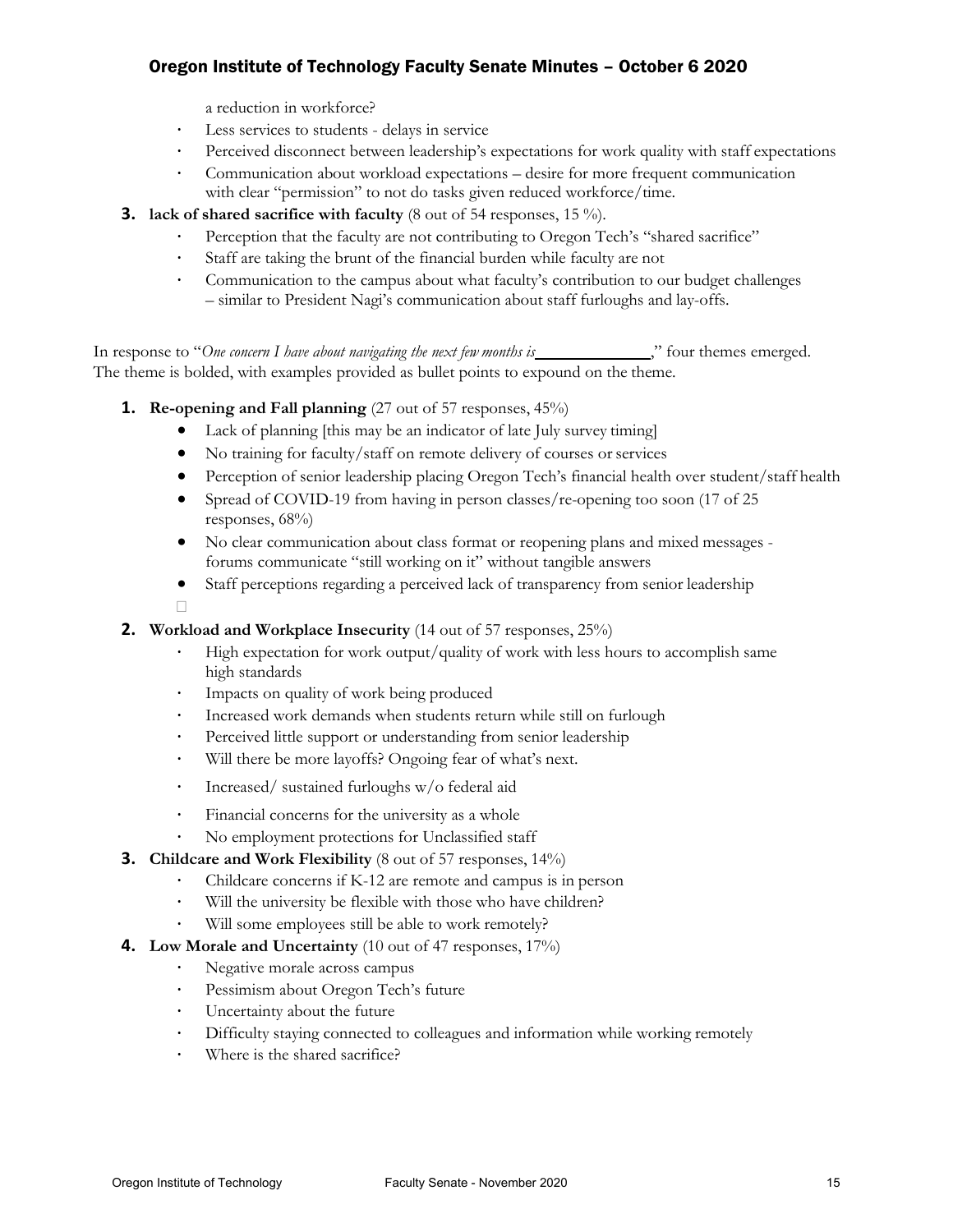a reduction in workforce?

- Less services to students - delays in service
- Perceived disconnect between leadership's expectations for work quality with staff expectations
- Communication about workload expectations – desire for more frequent communication with clear "permission" to not do tasks given reduced workforce/time.

3. **lack of shared sacrifice with faculty** (8 out of 54 responses, 15 %).
    - Perception that the faculty are not contributing to Oregon Tech's "shared sacrifice"
    - Staff are taking the brunt of the financial burden while faculty are not
    - Communication to the campus about what faculty's contribution to our budget challenges – similar to President Nagi's communication about staff furloughs and lay-offs.

In response to "*One concern I have about navigating the next few months is*\_\_\_\_\_\_\_\_\_\_\_\_\_," four themes emerged. The theme is bolded, with examples provided as bullet points to expound on the theme.

1. **Re-opening and Fall planning** (27 out of 57 responses, 45%)
    - Lack of planning [this may be an indicator of late July survey timing]
    - No training for faculty/staff on remote delivery of courses or services
    - Perception of senior leadership placing Oregon Tech's financial health over student/staff health
    - Spread of COVID-19 from having in person classes/re-opening too soon (17 of 25 responses, 68%)
    - No clear communication about class format or reopening plans and mixed messages - forums communicate "still working on it" without tangible answers
    - Staff perceptions regarding a perceived lack of transparency from senior leadership

2. **Workload and Workplace Insecurity** (14 out of 57 responses, 25%)
    - High expectation for work output/quality of work with less hours to accomplish same high standards
    - Impacts on quality of work being produced
    - Increased work demands when students return while still on furlough
    - Perceived little support or understanding from senior leadership
    - Will there be more layoffs? Ongoing fear of what's next.
    - Increased/ sustained furloughs w/o federal aid
    - Financial concerns for the university as a whole
    - No employment protections for Unclassified staff

3. **Childcare and Work Flexibility** (8 out of 57 responses, 14%)
    - Childcare concerns if K-12 are remote and campus is in person
    - Will the university be flexible with those who have children?
    - Will some employees still be able to work remotely?

4. **Low Morale and Uncertainty** (10 out of 47 responses, 17%)
    - Negative morale across campus
    - Pessimism about Oregon Tech's future
    - Uncertainty about the future
    - Difficulty staying connected to colleagues and information while working remotely
    - Where is the shared sacrifice?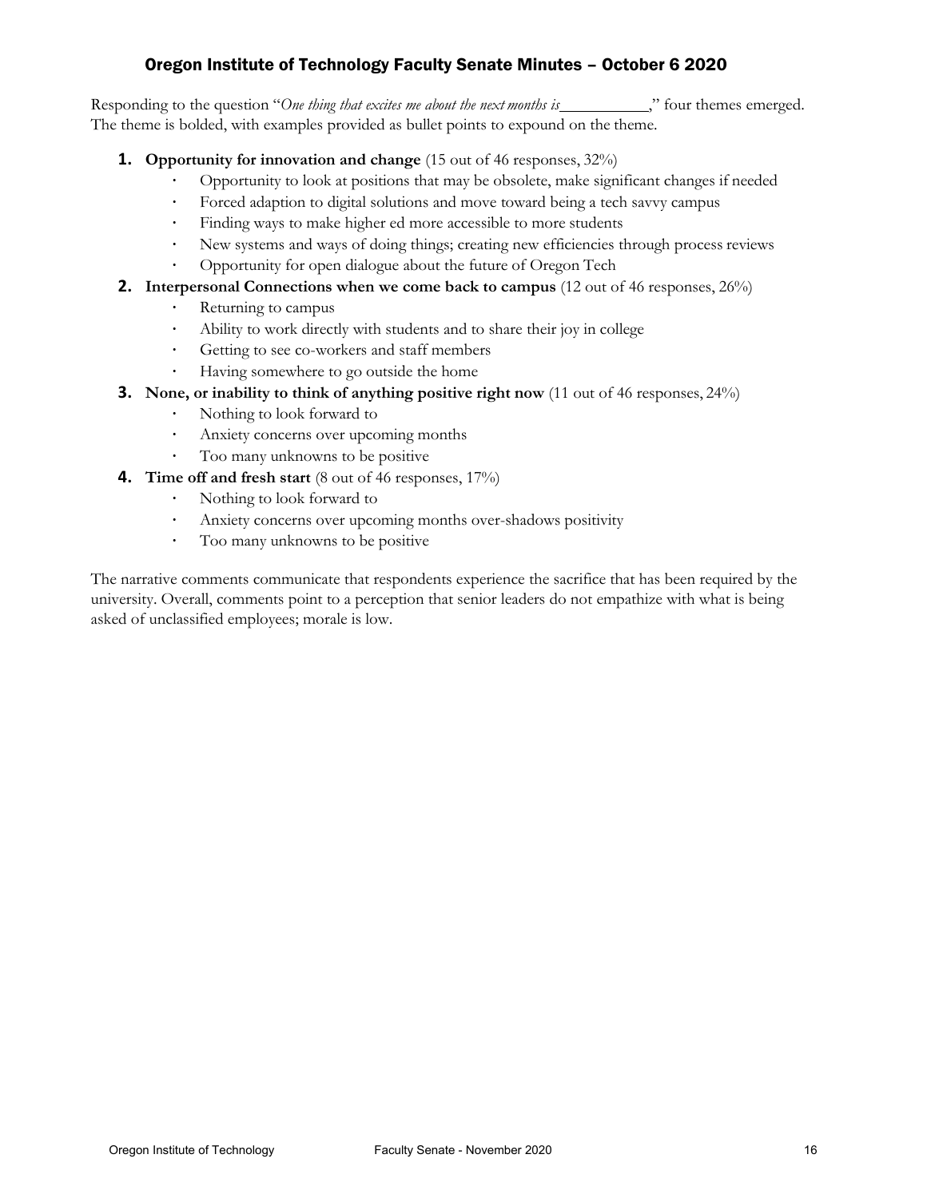## Oregon Institute of Technology Faculty Senate Minutes – October 6 2020

Responding to the question "*One thing that excites me about the next months is*__________," four themes emerged. The theme is bolded, with examples provided as bullet points to expound on the theme.

1. **Opportunity for innovation and change** (15 out of 46 responses, 32%)
   - Opportunity to look at positions that may be obsolete, make significant changes if needed
   - Forced adaption to digital solutions and move toward being a tech savvy campus
   - Finding ways to make higher ed more accessible to more students
   - New systems and ways of doing things; creating new efficiencies through process reviews
   - Opportunity for open dialogue about the future of Oregon Tech
2. **Interpersonal Connections when we come back to campus** (12 out of 46 responses, 26%)
   - Returning to campus
   - Ability to work directly with students and to share their joy in college
   - Getting to see co-workers and staff members
   - Having somewhere to go outside the home
3. **None, or inability to think of anything positive right now** (11 out of 46 responses, 24%)
   - Nothing to look forward to
   - Anxiety concerns over upcoming months
   - Too many unknowns to be positive
4. **Time off and fresh start** (8 out of 46 responses, 17%)
   - Nothing to look forward to
   - Anxiety concerns over upcoming months over-shadows positivity
   - Too many unknowns to be positive

The narrative comments communicate that respondents experience the sacrifice that has been required by the university. Overall, comments point to a perception that senior leaders do not empathize with what is being asked of unclassified employees; morale is low.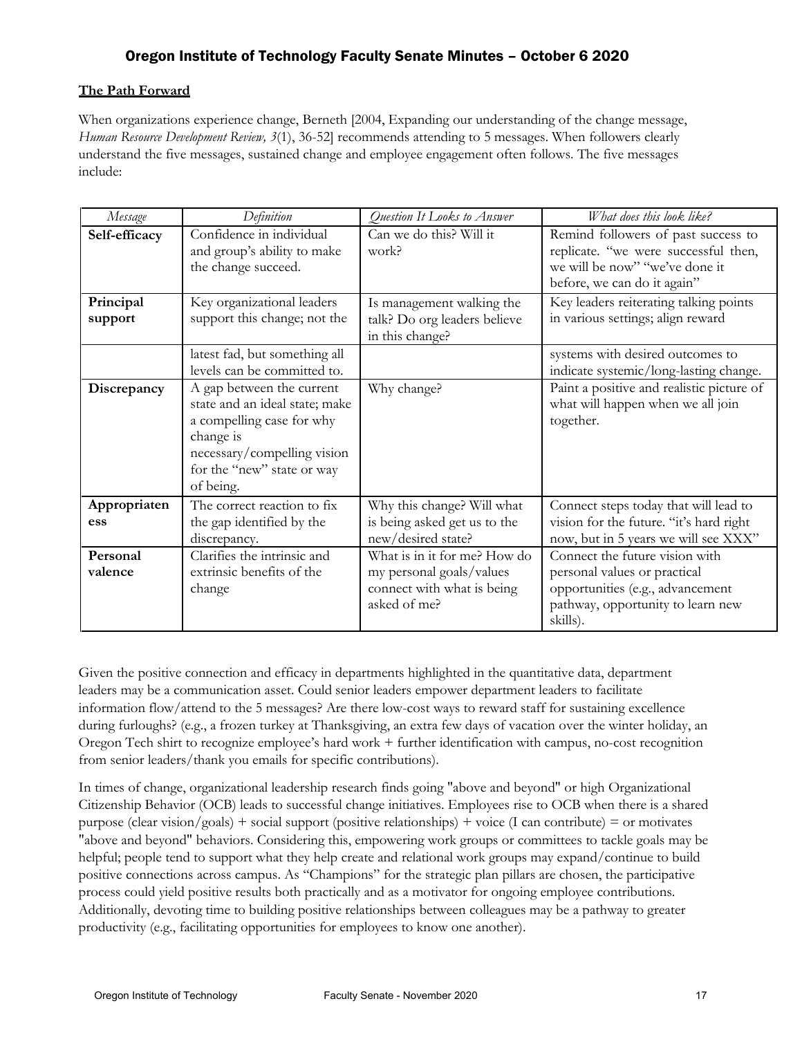## The Path Forward

When organizations experience change, Berneth [2004, Expanding our understanding of the change message, *Human Resource Development Review, 3*(1), 36-52] recommends attending to 5 messages. When followers clearly understand the five messages, sustained change and employee engagement often follows. The five messages include:

| *Message* | *Definition* | *Question It Looks to Answer* | *What does this look like?* |
|---|---|---|---|
| **Self-efficacy** | Confidence in individual and group's ability to make the change succeed. | Can we do this? Will it work? | Remind followers of past success to replicate. "we were successful then, we will be now" "we've done it before, we can do it again" |
| **Principal support** | Key organizational leaders support this change; not the latest fad, but something all levels can be committed to. | Is management walking the talk? Do org leaders believe in this change? | Key leaders reiterating talking points in various settings; align reward systems with desired outcomes to indicate systemic/long-lasting change. |
| **Discrepancy** | A gap between the current state and an ideal state; make a compelling case for why change is necessary/compelling vision for the "new" state or way of being. | Why change? | Paint a positive and realistic picture of what will happen when we all join together. |
| **Appropriateness** | The correct reaction to fix the gap identified by the discrepancy. | Why this change? Will what is being asked get us to the new/desired state? | Connect steps today that will lead to vision for the future. "it's hard right now, but in 5 years we will see XXX" |
| **Personal valence** | Clarifies the intrinsic and extrinsic benefits of the change | What is in it for me? How do my personal goals/values connect with what is being asked of me? | Connect the future vision with personal values or practical opportunities (e.g., advancement pathway, opportunity to learn new skills). |

Given the positive connection and efficacy in departments highlighted in the quantitative data, department leaders may be a communication asset. Could senior leaders empower department leaders to facilitate information flow/attend to the 5 messages? Are there low-cost ways to reward staff for sustaining excellence during furloughs? (e.g., a frozen turkey at Thanksgiving, an extra few days of vacation over the winter holiday, an Oregon Tech shirt to recognize employee's hard work + further identification with campus, no-cost recognition from senior leaders/thank you emails for specific contributions).

In times of change, organizational leadership research finds going "above and beyond" or high Organizational Citizenship Behavior (OCB) leads to successful change initiatives. Employees rise to OCB when there is a shared purpose (clear vision/goals) + social support (positive relationships) + voice (I can contribute) = or motivates "above and beyond" behaviors. Considering this, empowering work groups or committees to tackle goals may be helpful; people tend to support what they help create and relational work groups may expand/continue to build positive connections across campus. As "Champions" for the strategic plan pillars are chosen, the participative process could yield positive results both practically and as a motivator for ongoing employee contributions. Additionally, devoting time to building positive relationships between colleagues may be a pathway to greater productivity (e.g., facilitating opportunities for employees to know one another).